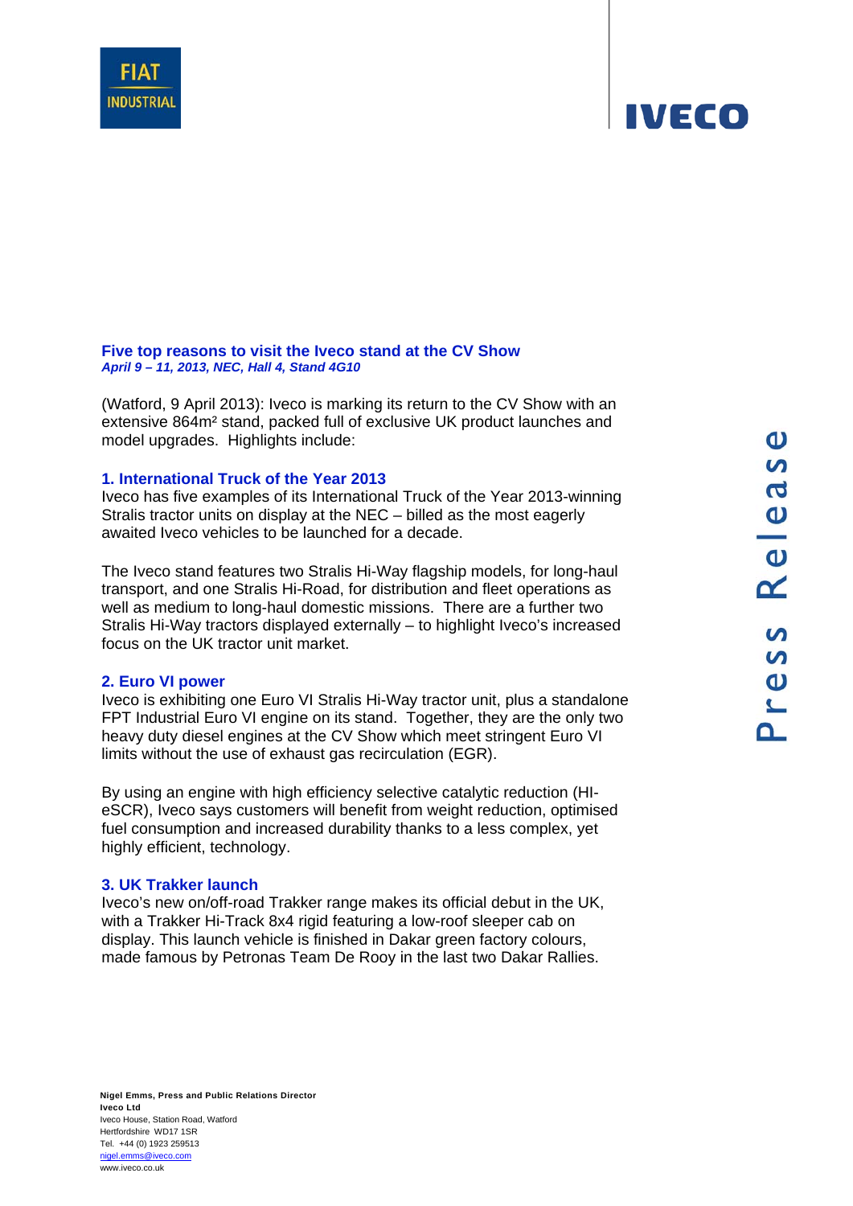## Five top reasons to visit the Iveco stand at the CV Show

***April 9 – 11, 2013, NEC, Hall 4, Stand 4G10***

(Watford, 9 April 2013): Iveco is marking its return to the CV Show with an extensive 864m² stand, packed full of exclusive UK product launches and model upgrades. Highlights include:

### 1. International Truck of the Year 2013

Iveco has five examples of its International Truck of the Year 2013-winning Stralis tractor units on display at the NEC – billed as the most eagerly awaited Iveco vehicles to be launched for a decade.

The Iveco stand features two Stralis Hi-Way flagship models, for long-haul transport, and one Stralis Hi-Road, for distribution and fleet operations as well as medium to long-haul domestic missions. There are a further two Stralis Hi-Way tractors displayed externally – to highlight Iveco's increased focus on the UK tractor unit market.

### 2. Euro VI power

Iveco is exhibiting one Euro VI Stralis Hi-Way tractor unit, plus a standalone FPT Industrial Euro VI engine on its stand. Together, they are the only two heavy duty diesel engines at the CV Show which meet stringent Euro VI limits without the use of exhaust gas recirculation (EGR).

By using an engine with high efficiency selective catalytic reduction (HI-eSCR), Iveco says customers will benefit from weight reduction, optimised fuel consumption and increased durability thanks to a less complex, yet highly efficient, technology.

### 3. UK Trakker launch

Iveco's new on/off-road Trakker range makes its official debut in the UK, with a Trakker Hi-Track 8x4 rigid featuring a low-roof sleeper cab on display. This launch vehicle is finished in Dakar green factory colours, made famous by Petronas Team De Rooy in the last two Dakar Rallies.

**Nigel Emms, Press and Public Relations Director**
**Iveco Ltd**
Iveco House, Station Road, Watford
Hertfordshire WD17 1SR
Tel. +44 (0) 1923 259513
nigel.emms@iveco.com
www.iveco.co.uk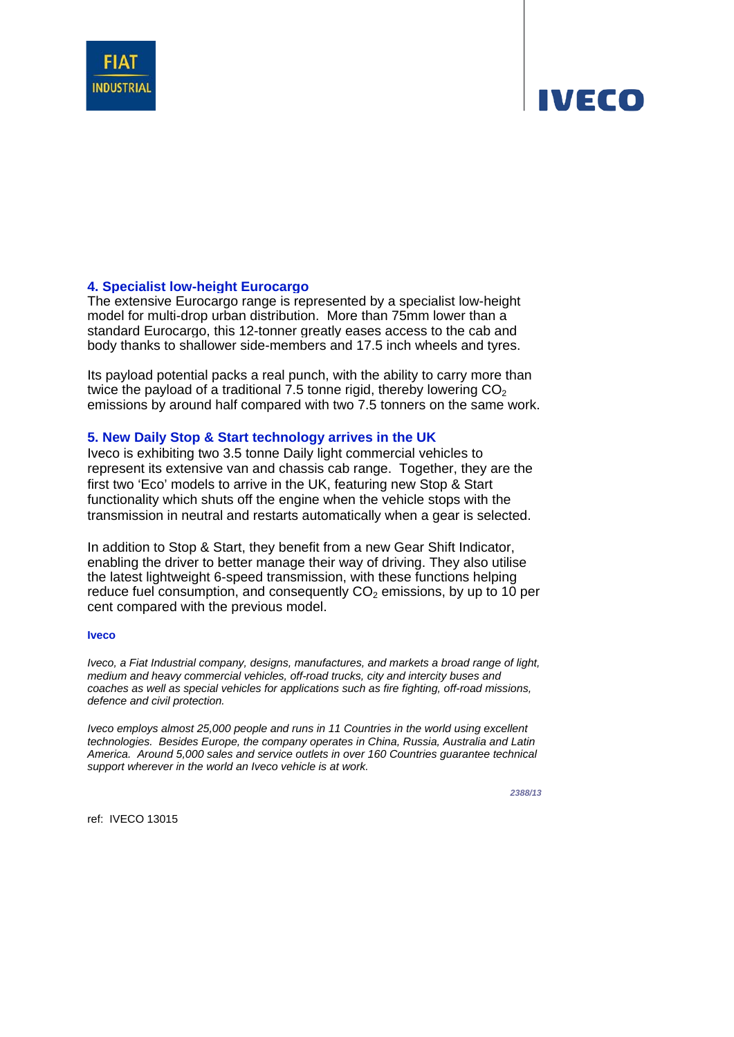## 4. Specialist low-height Eurocargo

The extensive Eurocargo range is represented by a specialist low-height model for multi-drop urban distribution. More than 75mm lower than a standard Eurocargo, this 12-tonner greatly eases access to the cab and body thanks to shallower side-members and 17.5 inch wheels and tyres.

Its payload potential packs a real punch, with the ability to carry more than twice the payload of a traditional 7.5 tonne rigid, thereby lowering $CO_2$ emissions by around half compared with two 7.5 tonners on the same work.

## 5. New Daily Stop & Start technology arrives in the UK

Iveco is exhibiting two 3.5 tonne Daily light commercial vehicles to represent its extensive van and chassis cab range. Together, they are the first two 'Eco' models to arrive in the UK, featuring new Stop & Start functionality which shuts off the engine when the vehicle stops with the transmission in neutral and restarts automatically when a gear is selected.

In addition to Stop & Start, they benefit from a new Gear Shift Indicator, enabling the driver to better manage their way of driving. They also utilise the latest lightweight 6-speed transmission, with these functions helping reduce fuel consumption, and consequently $CO_2$ emissions, by up to 10 per cent compared with the previous model.

**Iveco**

*Iveco, a Fiat Industrial company, designs, manufactures, and markets a broad range of light, medium and heavy commercial vehicles, off-road trucks, city and intercity buses and coaches as well as special vehicles for applications such as fire fighting, off-road missions, defence and civil protection.*

*Iveco employs almost 25,000 people and runs in 11 Countries in the world using excellent technologies. Besides Europe, the company operates in China, Russia, Australia and Latin America. Around 5,000 sales and service outlets in over 160 Countries guarantee technical support wherever in the world an Iveco vehicle is at work.*

*2388/13*

ref: IVECO 13015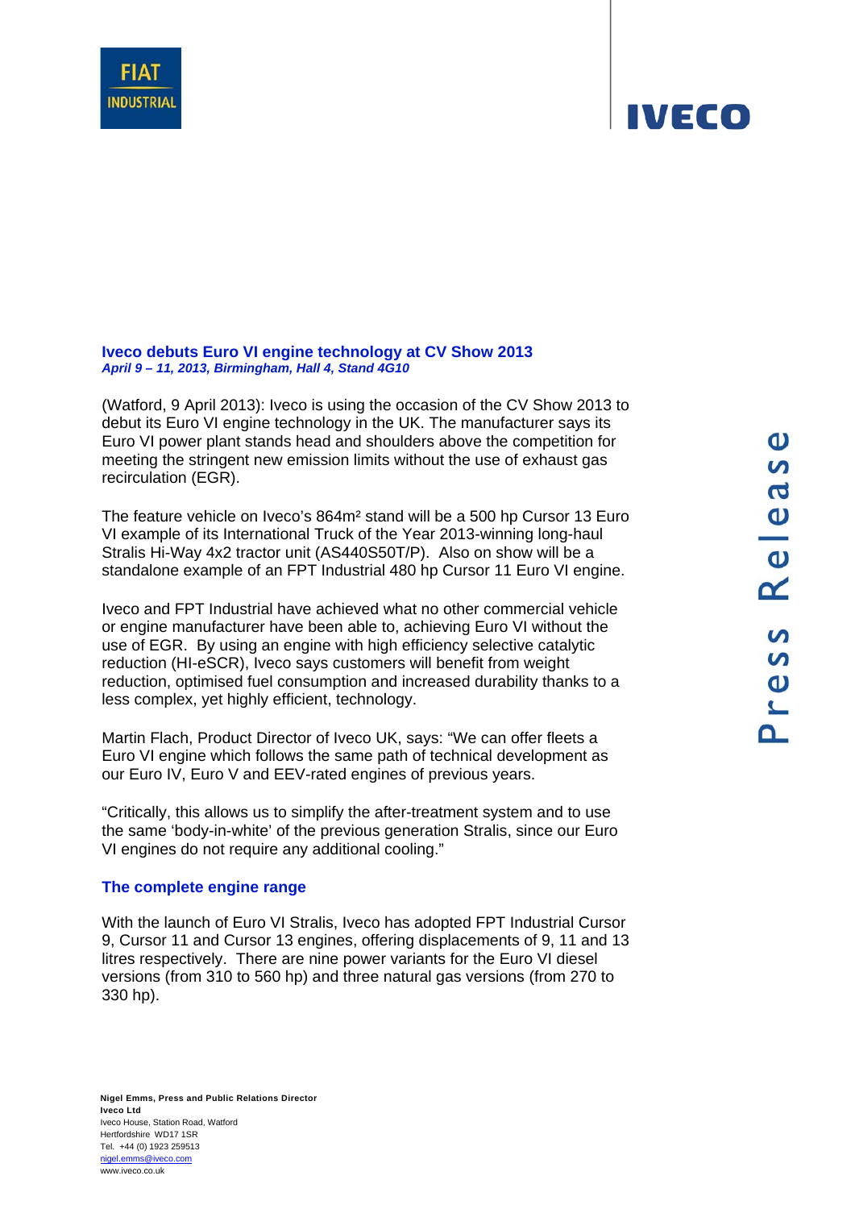## Iveco debuts Euro VI engine technology at CV Show 2013

***April 9 – 11, 2013, Birmingham, Hall 4, Stand 4G10***

(Watford, 9 April 2013): Iveco is using the occasion of the CV Show 2013 to debut its Euro VI engine technology in the UK. The manufacturer says its Euro VI power plant stands head and shoulders above the competition for meeting the stringent new emission limits without the use of exhaust gas recirculation (EGR).

The feature vehicle on Iveco's 864m² stand will be a 500 hp Cursor 13 Euro VI example of its International Truck of the Year 2013-winning long-haul Stralis Hi-Way 4x2 tractor unit (AS440S50T/P). Also on show will be a standalone example of an FPT Industrial 480 hp Cursor 11 Euro VI engine.

Iveco and FPT Industrial have achieved what no other commercial vehicle or engine manufacturer have been able to, achieving Euro VI without the use of EGR. By using an engine with high efficiency selective catalytic reduction (HI-eSCR), Iveco says customers will benefit from weight reduction, optimised fuel consumption and increased durability thanks to a less complex, yet highly efficient, technology.

Martin Flach, Product Director of Iveco UK, says: "We can offer fleets a Euro VI engine which follows the same path of technical development as our Euro IV, Euro V and EEV-rated engines of previous years.

"Critically, this allows us to simplify the after-treatment system and to use the same 'body-in-white' of the previous generation Stralis, since our Euro VI engines do not require any additional cooling."

### The complete engine range

With the launch of Euro VI Stralis, Iveco has adopted FPT Industrial Cursor 9, Cursor 11 and Cursor 13 engines, offering displacements of 9, 11 and 13 litres respectively. There are nine power variants for the Euro VI diesel versions (from 310 to 560 hp) and three natural gas versions (from 270 to 330 hp).

**Nigel Emms, Press and Public Relations Director**
**Iveco Ltd**
Iveco House, Station Road, Watford
Hertfordshire WD17 1SR
Tel. +44 (0) 1923 259513
nigel.emms@iveco.com
www.iveco.co.uk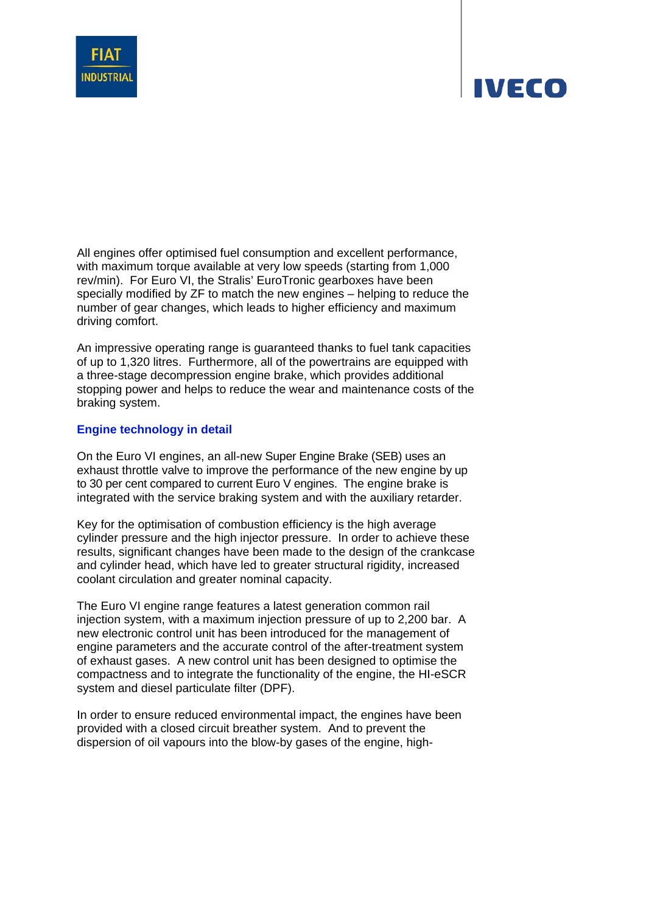All engines offer optimised fuel consumption and excellent performance, with maximum torque available at very low speeds (starting from 1,000 rev/min). For Euro VI, the Stralis' EuroTronic gearboxes have been specially modified by ZF to match the new engines – helping to reduce the number of gear changes, which leads to higher efficiency and maximum driving comfort.

An impressive operating range is guaranteed thanks to fuel tank capacities of up to 1,320 litres. Furthermore, all of the powertrains are equipped with a three-stage decompression engine brake, which provides additional stopping power and helps to reduce the wear and maintenance costs of the braking system.

### Engine technology in detail

On the Euro VI engines, an all-new Super Engine Brake (SEB) uses an exhaust throttle valve to improve the performance of the new engine by up to 30 per cent compared to current Euro V engines. The engine brake is integrated with the service braking system and with the auxiliary retarder.

Key for the optimisation of combustion efficiency is the high average cylinder pressure and the high injector pressure. In order to achieve these results, significant changes have been made to the design of the crankcase and cylinder head, which have led to greater structural rigidity, increased coolant circulation and greater nominal capacity.

The Euro VI engine range features a latest generation common rail injection system, with a maximum injection pressure of up to 2,200 bar. A new electronic control unit has been introduced for the management of engine parameters and the accurate control of the after-treatment system of exhaust gases. A new control unit has been designed to optimise the compactness and to integrate the functionality of the engine, the HI-eSCR system and diesel particulate filter (DPF).

In order to ensure reduced environmental impact, the engines have been provided with a closed circuit breather system. And to prevent the dispersion of oil vapours into the blow-by gases of the engine, high-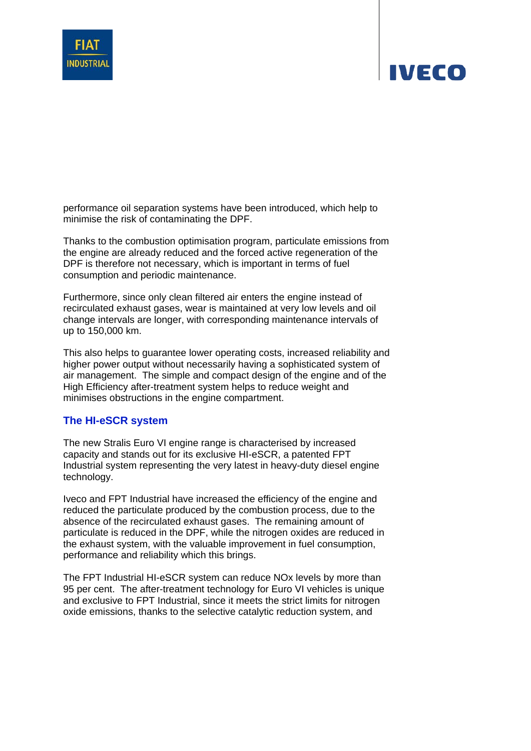performance oil separation systems have been introduced, which help to minimise the risk of contaminating the DPF.

Thanks to the combustion optimisation program, particulate emissions from the engine are already reduced and the forced active regeneration of the DPF is therefore not necessary, which is important in terms of fuel consumption and periodic maintenance.

Furthermore, since only clean filtered air enters the engine instead of recirculated exhaust gases, wear is maintained at very low levels and oil change intervals are longer, with corresponding maintenance intervals of up to 150,000 km.

This also helps to guarantee lower operating costs, increased reliability and higher power output without necessarily having a sophisticated system of air management. The simple and compact design of the engine and of the High Efficiency after-treatment system helps to reduce weight and minimises obstructions in the engine compartment.

## The HI-eSCR system

The new Stralis Euro VI engine range is characterised by increased capacity and stands out for its exclusive HI-eSCR, a patented FPT Industrial system representing the very latest in heavy-duty diesel engine technology.

Iveco and FPT Industrial have increased the efficiency of the engine and reduced the particulate produced by the combustion process, due to the absence of the recirculated exhaust gases. The remaining amount of particulate is reduced in the DPF, while the nitrogen oxides are reduced in the exhaust system, with the valuable improvement in fuel consumption, performance and reliability which this brings.

The FPT Industrial HI-eSCR system can reduce NOx levels by more than 95 per cent. The after-treatment technology for Euro VI vehicles is unique and exclusive to FPT Industrial, since it meets the strict limits for nitrogen oxide emissions, thanks to the selective catalytic reduction system, and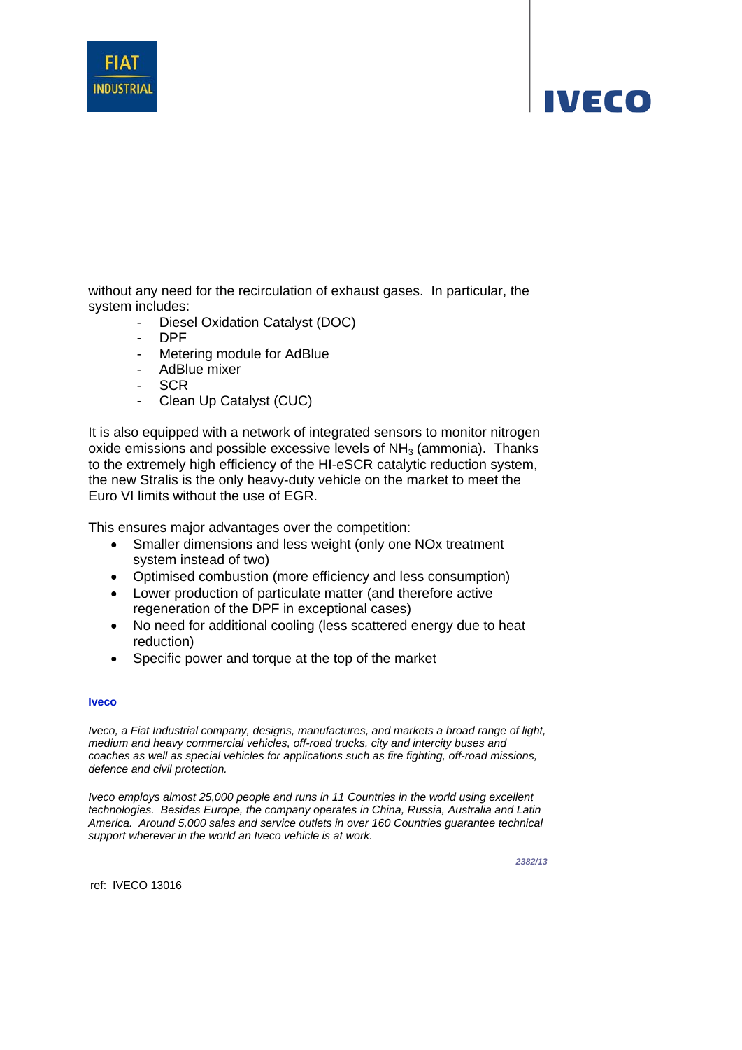without any need for the recirculation of exhaust gases. In particular, the system includes:

- Diesel Oxidation Catalyst (DOC)
- DPF
- Metering module for AdBlue
- AdBlue mixer
- SCR
- Clean Up Catalyst (CUC)

It is also equipped with a network of integrated sensors to monitor nitrogen oxide emissions and possible excessive levels of $NH_3$ (ammonia). Thanks to the extremely high efficiency of the HI-eSCR catalytic reduction system, the new Stralis is the only heavy-duty vehicle on the market to meet the Euro VI limits without the use of EGR.

This ensures major advantages over the competition:

- Smaller dimensions and less weight (only one NOx treatment system instead of two)
- Optimised combustion (more efficiency and less consumption)
- Lower production of particulate matter (and therefore active regeneration of the DPF in exceptional cases)
- No need for additional cooling (less scattered energy due to heat reduction)
- Specific power and torque at the top of the market

**Iveco**

*Iveco, a Fiat Industrial company, designs, manufactures, and markets a broad range of light, medium and heavy commercial vehicles, off-road trucks, city and intercity buses and coaches as well as special vehicles for applications such as fire fighting, off-road missions, defence and civil protection.*

*Iveco employs almost 25,000 people and runs in 11 Countries in the world using excellent technologies. Besides Europe, the company operates in China, Russia, Australia and Latin America. Around 5,000 sales and service outlets in over 160 Countries guarantee technical support wherever in the world an Iveco vehicle is at work.*

*2382/13*

ref: IVECO 13016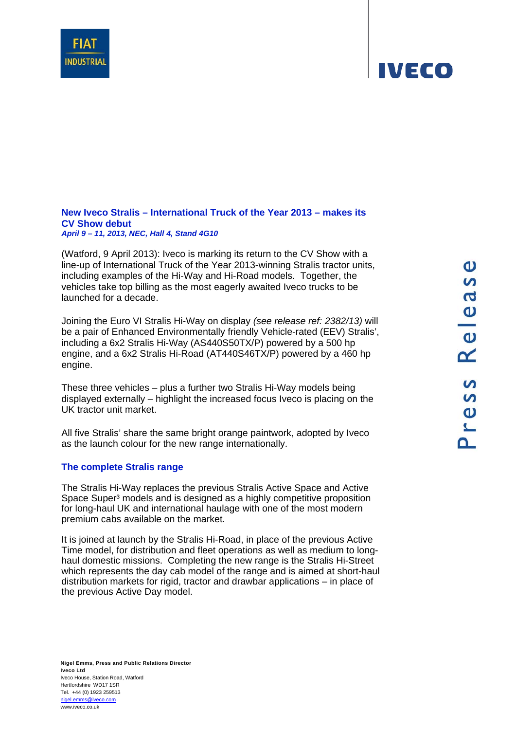## New Iveco Stralis – International Truck of the Year 2013 – makes its CV Show debut

***April 9 – 11, 2013, NEC, Hall 4, Stand 4G10***

(Watford, 9 April 2013): Iveco is marking its return to the CV Show with a line-up of International Truck of the Year 2013-winning Stralis tractor units, including examples of the Hi-Way and Hi-Road models. Together, the vehicles take top billing as the most eagerly awaited Iveco trucks to be launched for a decade.

Joining the Euro VI Stralis Hi-Way on display *(see release ref: 2382/13)* will be a pair of Enhanced Environmentally friendly Vehicle-rated (EEV) Stralis', including a 6x2 Stralis Hi-Way (AS440S50TX/P) powered by a 500 hp engine, and a 6x2 Stralis Hi-Road (AT440S46TX/P) powered by a 460 hp engine.

These three vehicles – plus a further two Stralis Hi-Way models being displayed externally – highlight the increased focus Iveco is placing on the UK tractor unit market.

All five Stralis' share the same bright orange paintwork, adopted by Iveco as the launch colour for the new range internationally.

### The complete Stralis range

The Stralis Hi-Way replaces the previous Stralis Active Space and Active Space Super³ models and is designed as a highly competitive proposition for long-haul UK and international haulage with one of the most modern premium cabs available on the market.

It is joined at launch by the Stralis Hi-Road, in place of the previous Active Time model, for distribution and fleet operations as well as medium to long-haul domestic missions. Completing the new range is the Stralis Hi-Street which represents the day cab model of the range and is aimed at short-haul distribution markets for rigid, tractor and drawbar applications – in place of the previous Active Day model.

**Nigel Emms, Press and Public Relations Director**
**Iveco Ltd**
Iveco House, Station Road, Watford
Hertfordshire WD17 1SR
Tel. +44 (0) 1923 259513
nigel.emms@iveco.com
www.iveco.co.uk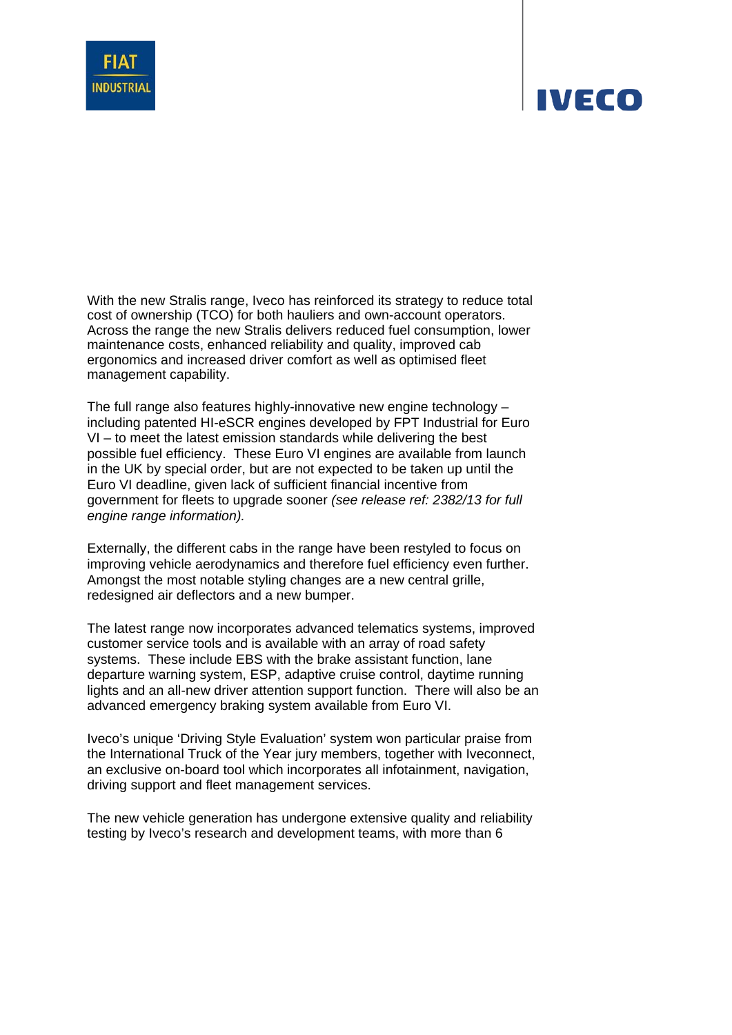With the new Stralis range, Iveco has reinforced its strategy to reduce total cost of ownership (TCO) for both hauliers and own-account operators. Across the range the new Stralis delivers reduced fuel consumption, lower maintenance costs, enhanced reliability and quality, improved cab ergonomics and increased driver comfort as well as optimised fleet management capability.

The full range also features highly-innovative new engine technology – including patented HI-eSCR engines developed by FPT Industrial for Euro VI – to meet the latest emission standards while delivering the best possible fuel efficiency. These Euro VI engines are available from launch in the UK by special order, but are not expected to be taken up until the Euro VI deadline, given lack of sufficient financial incentive from government for fleets to upgrade sooner *(see release ref: 2382/13 for full engine range information).*

Externally, the different cabs in the range have been restyled to focus on improving vehicle aerodynamics and therefore fuel efficiency even further. Amongst the most notable styling changes are a new central grille, redesigned air deflectors and a new bumper.

The latest range now incorporates advanced telematics systems, improved customer service tools and is available with an array of road safety systems. These include EBS with the brake assistant function, lane departure warning system, ESP, adaptive cruise control, daytime running lights and an all-new driver attention support function. There will also be an advanced emergency braking system available from Euro VI.

Iveco's unique 'Driving Style Evaluation' system won particular praise from the International Truck of the Year jury members, together with Iveconnect, an exclusive on-board tool which incorporates all infotainment, navigation, driving support and fleet management services.

The new vehicle generation has undergone extensive quality and reliability testing by Iveco's research and development teams, with more than 6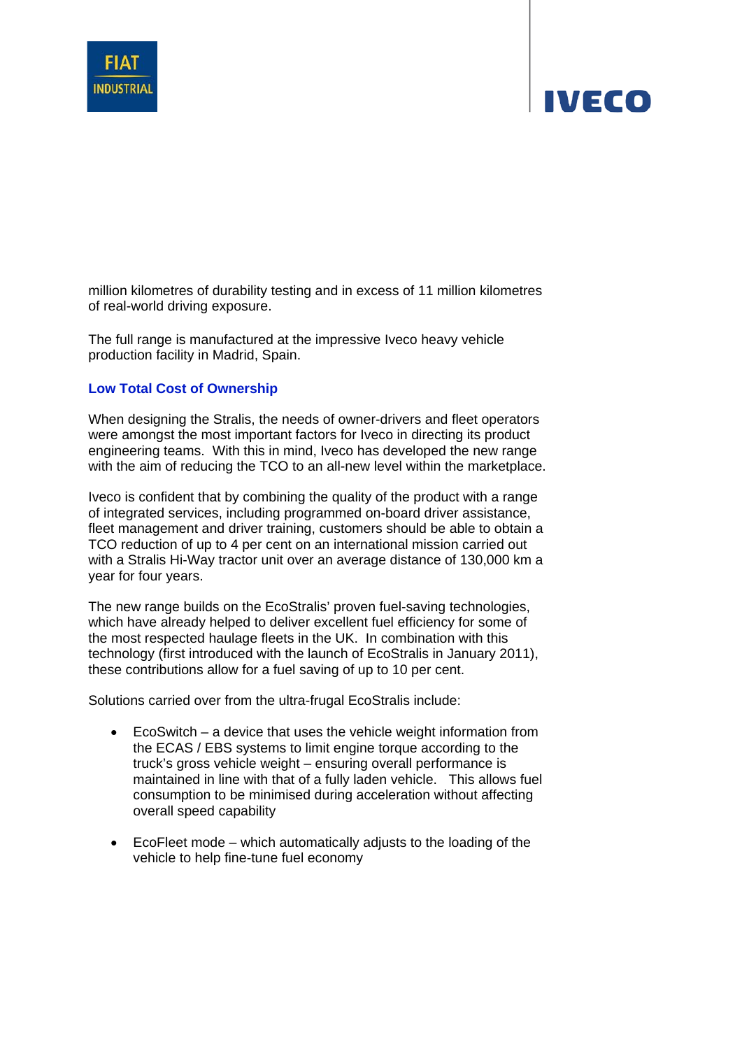million kilometres of durability testing and in excess of 11 million kilometres of real-world driving exposure.

The full range is manufactured at the impressive Iveco heavy vehicle production facility in Madrid, Spain.

### Low Total Cost of Ownership

When designing the Stralis, the needs of owner-drivers and fleet operators were amongst the most important factors for Iveco in directing its product engineering teams. With this in mind, Iveco has developed the new range with the aim of reducing the TCO to an all-new level within the marketplace.

Iveco is confident that by combining the quality of the product with a range of integrated services, including programmed on-board driver assistance, fleet management and driver training, customers should be able to obtain a TCO reduction of up to 4 per cent on an international mission carried out with a Stralis Hi-Way tractor unit over an average distance of 130,000 km a year for four years.

The new range builds on the EcoStralis' proven fuel-saving technologies, which have already helped to deliver excellent fuel efficiency for some of the most respected haulage fleets in the UK. In combination with this technology (first introduced with the launch of EcoStralis in January 2011), these contributions allow for a fuel saving of up to 10 per cent.

Solutions carried over from the ultra-frugal EcoStralis include:

- EcoSwitch – a device that uses the vehicle weight information from the ECAS / EBS systems to limit engine torque according to the truck's gross vehicle weight – ensuring overall performance is maintained in line with that of a fully laden vehicle. This allows fuel consumption to be minimised during acceleration without affecting overall speed capability

- EcoFleet mode – which automatically adjusts to the loading of the vehicle to help fine-tune fuel economy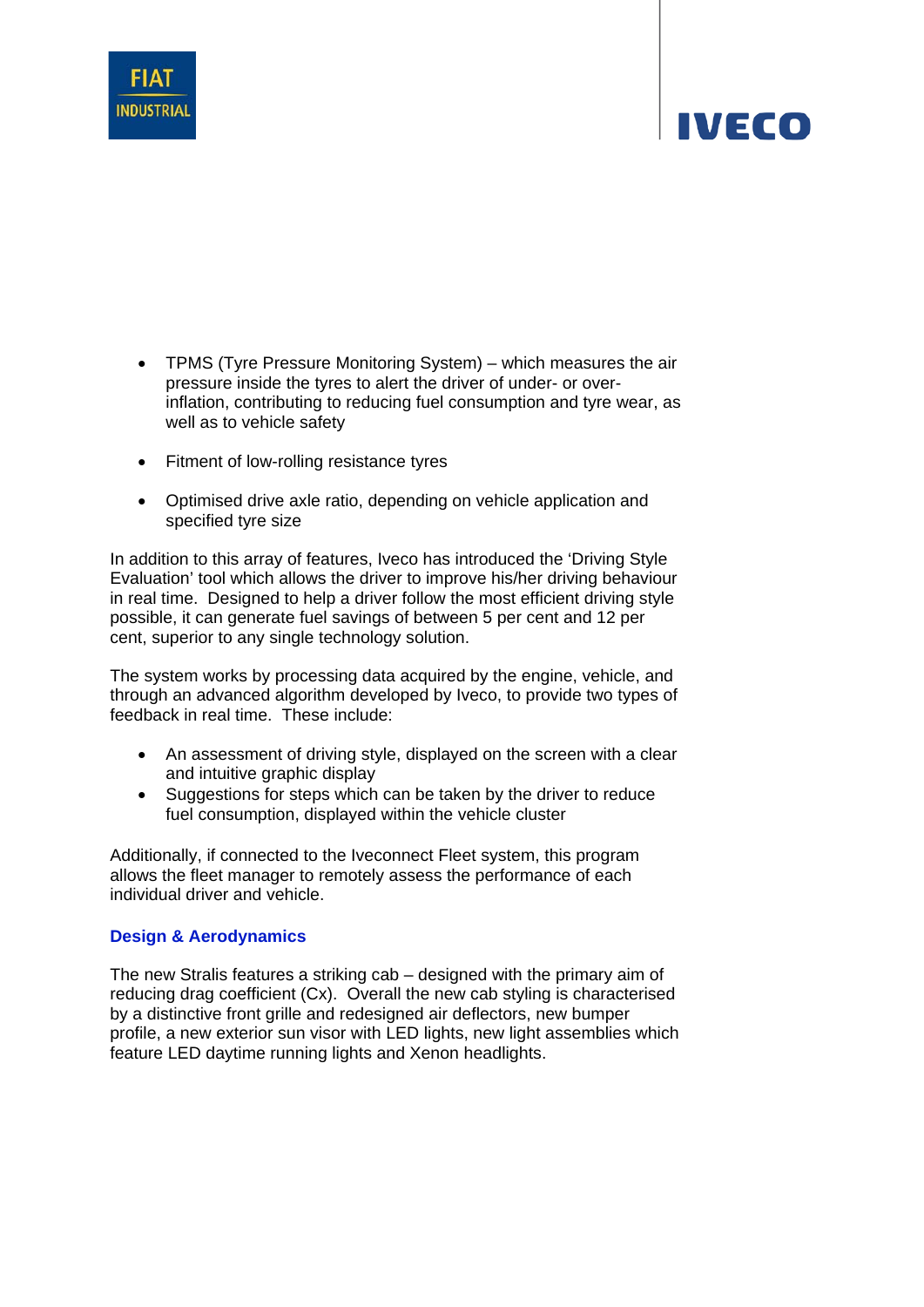- TPMS (Tyre Pressure Monitoring System) – which measures the air pressure inside the tyres to alert the driver of under- or over-inflation, contributing to reducing fuel consumption and tyre wear, as well as to vehicle safety

- Fitment of low-rolling resistance tyres

- Optimised drive axle ratio, depending on vehicle application and specified tyre size

In addition to this array of features, Iveco has introduced the 'Driving Style Evaluation' tool which allows the driver to improve his/her driving behaviour in real time. Designed to help a driver follow the most efficient driving style possible, it can generate fuel savings of between 5 per cent and 12 per cent, superior to any single technology solution.

The system works by processing data acquired by the engine, vehicle, and through an advanced algorithm developed by Iveco, to provide two types of feedback in real time. These include:

- An assessment of driving style, displayed on the screen with a clear and intuitive graphic display
- Suggestions for steps which can be taken by the driver to reduce fuel consumption, displayed within the vehicle cluster

Additionally, if connected to the Iveconnect Fleet system, this program allows the fleet manager to remotely assess the performance of each individual driver and vehicle.

**Design & Aerodynamics**

The new Stralis features a striking cab – designed with the primary aim of reducing drag coefficient (Cx). Overall the new cab styling is characterised by a distinctive front grille and redesigned air deflectors, new bumper profile, a new exterior sun visor with LED lights, new light assemblies which feature LED daytime running lights and Xenon headlights.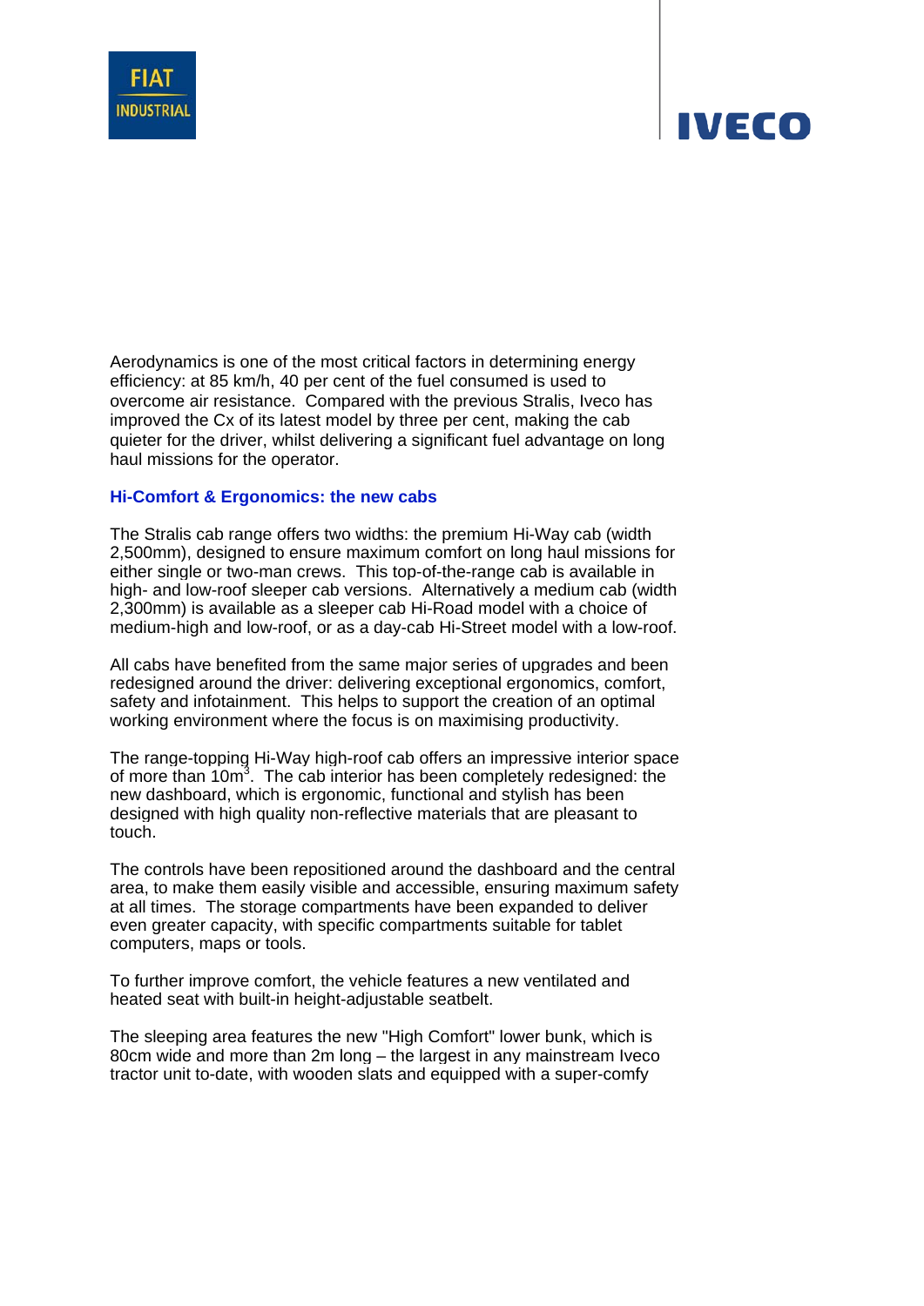Aerodynamics is one of the most critical factors in determining energy efficiency: at 85 km/h, 40 per cent of the fuel consumed is used to overcome air resistance. Compared with the previous Stralis, Iveco has improved the Cx of its latest model by three per cent, making the cab quieter for the driver, whilst delivering a significant fuel advantage on long haul missions for the operator.

### Hi-Comfort & Ergonomics: the new cabs

The Stralis cab range offers two widths: the premium Hi-Way cab (width 2,500mm), designed to ensure maximum comfort on long haul missions for either single or two-man crews. This top-of-the-range cab is available in high- and low-roof sleeper cab versions. Alternatively a medium cab (width 2,300mm) is available as a sleeper cab Hi-Road model with a choice of medium-high and low-roof, or as a day-cab Hi-Street model with a low-roof.

All cabs have benefited from the same major series of upgrades and been redesigned around the driver: delivering exceptional ergonomics, comfort, safety and infotainment. This helps to support the creation of an optimal working environment where the focus is on maximising productivity.

The range-topping Hi-Way high-roof cab offers an impressive interior space of more than $10m^3$. The cab interior has been completely redesigned: the new dashboard, which is ergonomic, functional and stylish has been designed with high quality non-reflective materials that are pleasant to touch.

The controls have been repositioned around the dashboard and the central area, to make them easily visible and accessible, ensuring maximum safety at all times. The storage compartments have been expanded to deliver even greater capacity, with specific compartments suitable for tablet computers, maps or tools.

To further improve comfort, the vehicle features a new ventilated and heated seat with built-in height-adjustable seatbelt.

The sleeping area features the new "High Comfort" lower bunk, which is 80cm wide and more than 2m long – the largest in any mainstream Iveco tractor unit to-date, with wooden slats and equipped with a super-comfy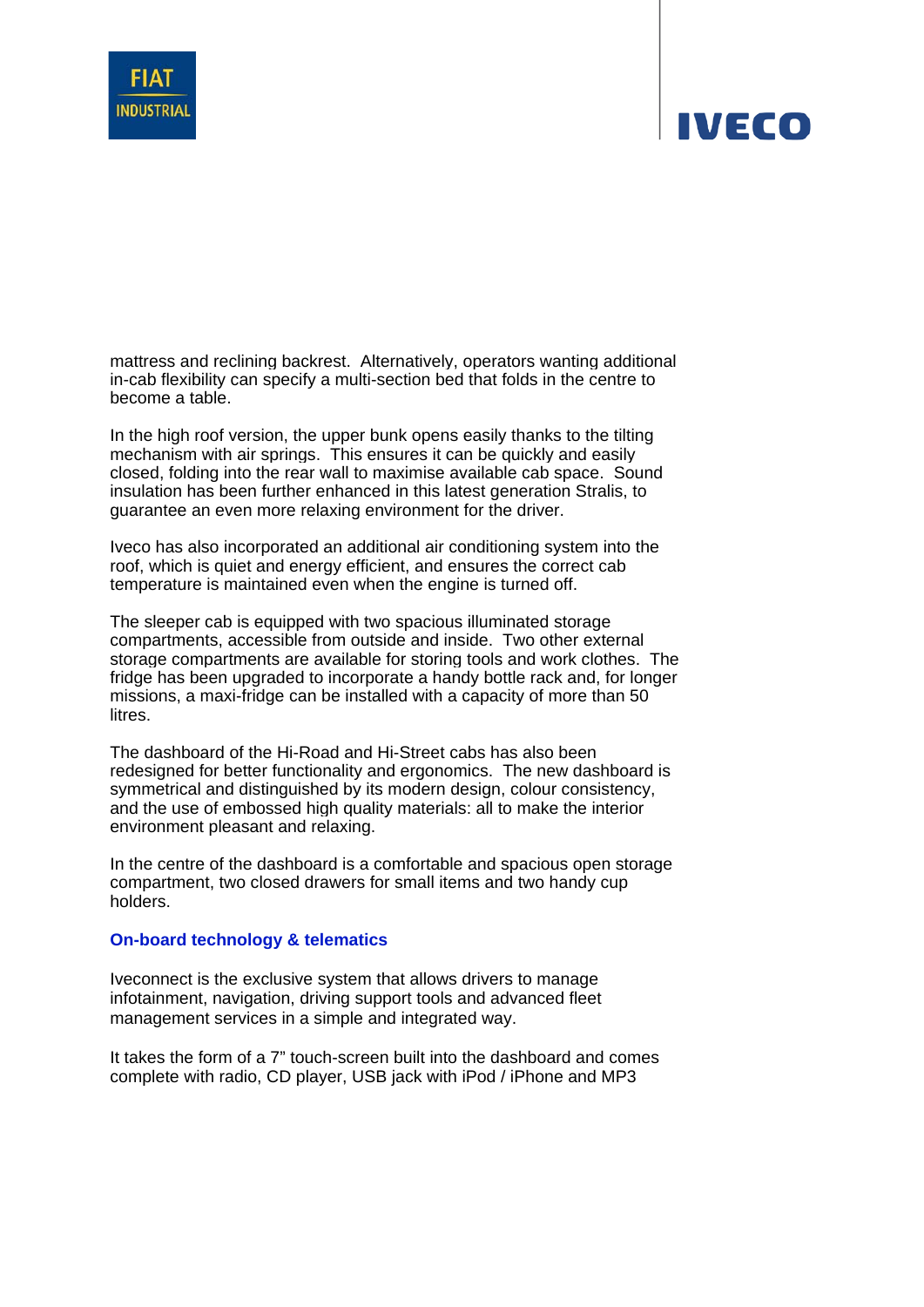mattress and reclining backrest. Alternatively, operators wanting additional in-cab flexibility can specify a multi-section bed that folds in the centre to become a table.

In the high roof version, the upper bunk opens easily thanks to the tilting mechanism with air springs. This ensures it can be quickly and easily closed, folding into the rear wall to maximise available cab space. Sound insulation has been further enhanced in this latest generation Stralis, to guarantee an even more relaxing environment for the driver.

Iveco has also incorporated an additional air conditioning system into the roof, which is quiet and energy efficient, and ensures the correct cab temperature is maintained even when the engine is turned off.

The sleeper cab is equipped with two spacious illuminated storage compartments, accessible from outside and inside. Two other external storage compartments are available for storing tools and work clothes. The fridge has been upgraded to incorporate a handy bottle rack and, for longer missions, a maxi-fridge can be installed with a capacity of more than 50 litres.

The dashboard of the Hi-Road and Hi-Street cabs has also been redesigned for better functionality and ergonomics. The new dashboard is symmetrical and distinguished by its modern design, colour consistency, and the use of embossed high quality materials: all to make the interior environment pleasant and relaxing.

In the centre of the dashboard is a comfortable and spacious open storage compartment, two closed drawers for small items and two handy cup holders.

## On-board technology & telematics

Iveconnect is the exclusive system that allows drivers to manage infotainment, navigation, driving support tools and advanced fleet management services in a simple and integrated way.

It takes the form of a 7" touch-screen built into the dashboard and comes complete with radio, CD player, USB jack with iPod / iPhone and MP3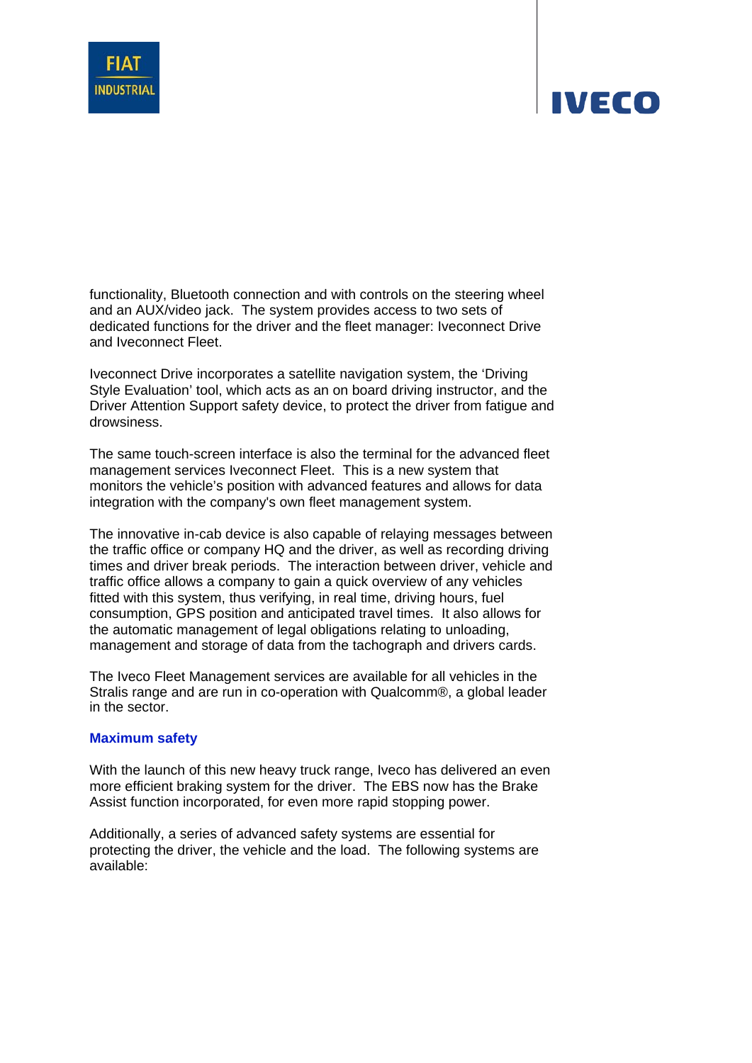functionality, Bluetooth connection and with controls on the steering wheel and an AUX/video jack. The system provides access to two sets of dedicated functions for the driver and the fleet manager: Iveconnect Drive and Iveconnect Fleet.

Iveconnect Drive incorporates a satellite navigation system, the 'Driving Style Evaluation' tool, which acts as an on board driving instructor, and the Driver Attention Support safety device, to protect the driver from fatigue and drowsiness.

The same touch-screen interface is also the terminal for the advanced fleet management services Iveconnect Fleet. This is a new system that monitors the vehicle's position with advanced features and allows for data integration with the company's own fleet management system.

The innovative in-cab device is also capable of relaying messages between the traffic office or company HQ and the driver, as well as recording driving times and driver break periods. The interaction between driver, vehicle and traffic office allows a company to gain a quick overview of any vehicles fitted with this system, thus verifying, in real time, driving hours, fuel consumption, GPS position and anticipated travel times. It also allows for the automatic management of legal obligations relating to unloading, management and storage of data from the tachograph and drivers cards.

The Iveco Fleet Management services are available for all vehicles in the Stralis range and are run in co-operation with Qualcomm®, a global leader in the sector.

### Maximum safety

With the launch of this new heavy truck range, Iveco has delivered an even more efficient braking system for the driver. The EBS now has the Brake Assist function incorporated, for even more rapid stopping power.

Additionally, a series of advanced safety systems are essential for protecting the driver, the vehicle and the load. The following systems are available: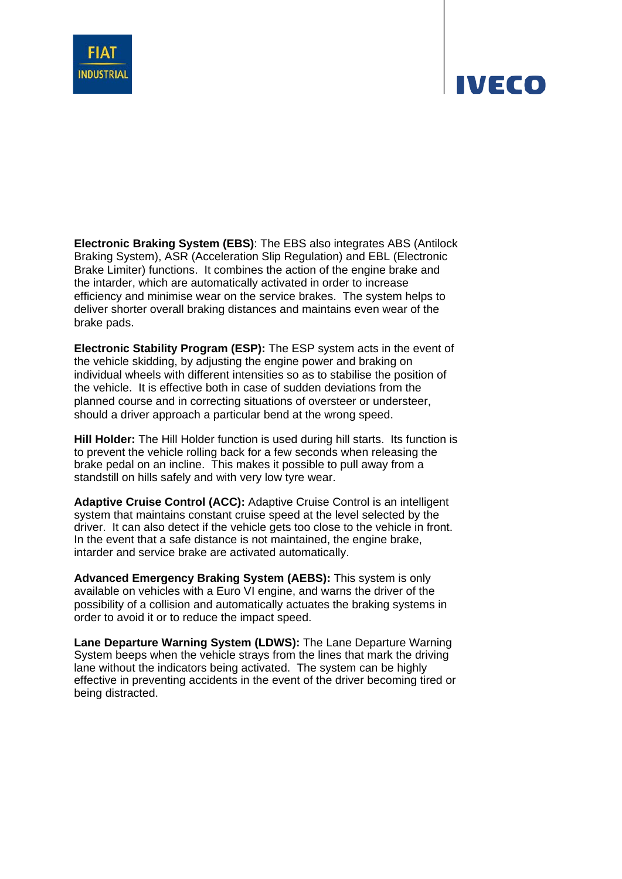**Electronic Braking System (EBS)**: The EBS also integrates ABS (Antilock Braking System), ASR (Acceleration Slip Regulation) and EBL (Electronic Brake Limiter) functions. It combines the action of the engine brake and the intarder, which are automatically activated in order to increase efficiency and minimise wear on the service brakes. The system helps to deliver shorter overall braking distances and maintains even wear of the brake pads.

**Electronic Stability Program (ESP):** The ESP system acts in the event of the vehicle skidding, by adjusting the engine power and braking on individual wheels with different intensities so as to stabilise the position of the vehicle. It is effective both in case of sudden deviations from the planned course and in correcting situations of oversteer or understeer, should a driver approach a particular bend at the wrong speed.

**Hill Holder:** The Hill Holder function is used during hill starts. Its function is to prevent the vehicle rolling back for a few seconds when releasing the brake pedal on an incline. This makes it possible to pull away from a standstill on hills safely and with very low tyre wear.

**Adaptive Cruise Control (ACC):** Adaptive Cruise Control is an intelligent system that maintains constant cruise speed at the level selected by the driver. It can also detect if the vehicle gets too close to the vehicle in front. In the event that a safe distance is not maintained, the engine brake, intarder and service brake are activated automatically.

**Advanced Emergency Braking System (AEBS):** This system is only available on vehicles with a Euro VI engine, and warns the driver of the possibility of a collision and automatically actuates the braking systems in order to avoid it or to reduce the impact speed.

**Lane Departure Warning System (LDWS):** The Lane Departure Warning System beeps when the vehicle strays from the lines that mark the driving lane without the indicators being activated. The system can be highly effective in preventing accidents in the event of the driver becoming tired or being distracted.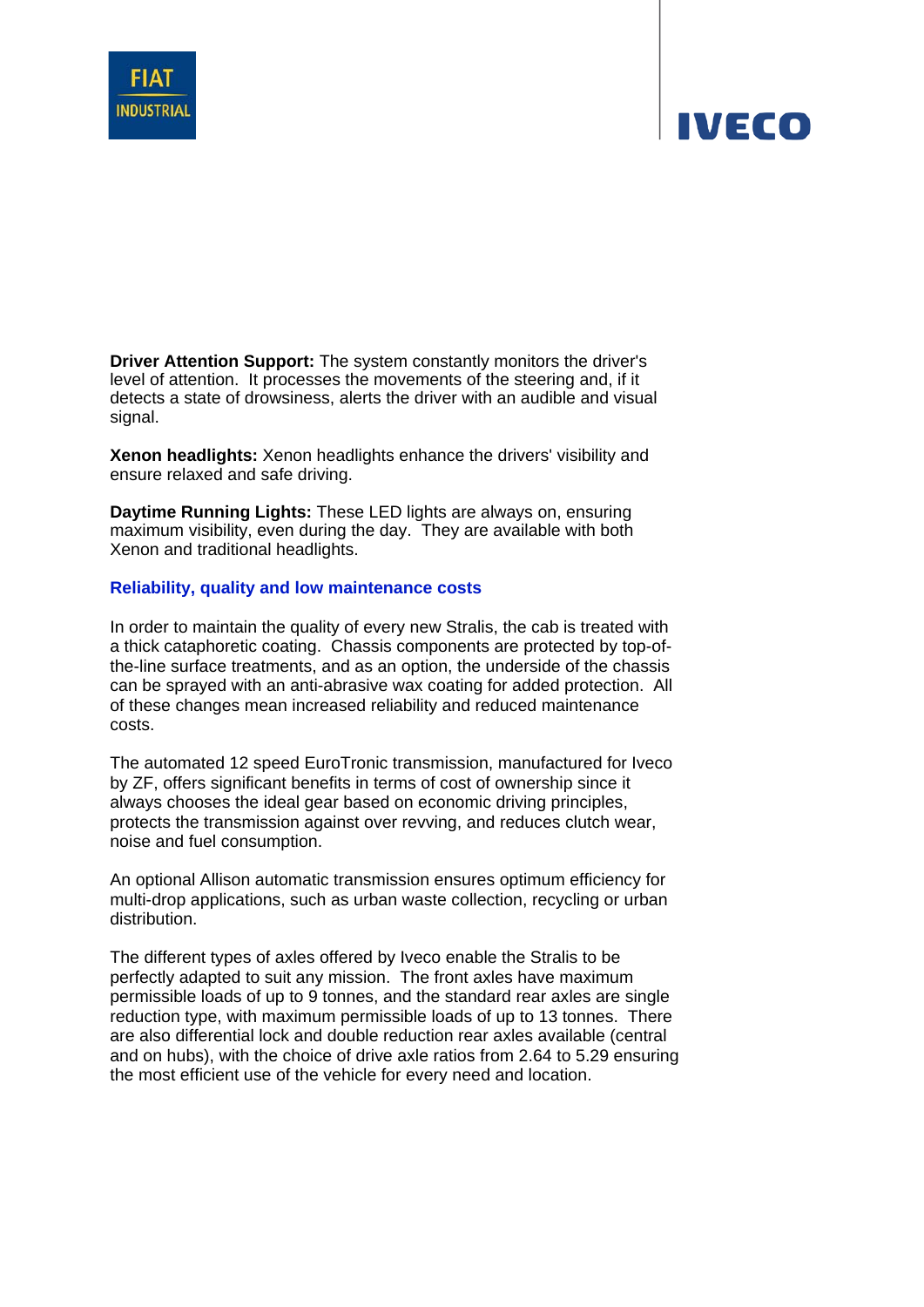**Driver Attention Support:** The system constantly monitors the driver's level of attention. It processes the movements of the steering and, if it detects a state of drowsiness, alerts the driver with an audible and visual signal.

**Xenon headlights:** Xenon headlights enhance the drivers' visibility and ensure relaxed and safe driving.

**Daytime Running Lights:** These LED lights are always on, ensuring maximum visibility, even during the day. They are available with both Xenon and traditional headlights.

## Reliability, quality and low maintenance costs

In order to maintain the quality of every new Stralis, the cab is treated with a thick cataphoretic coating. Chassis components are protected by top-of-the-line surface treatments, and as an option, the underside of the chassis can be sprayed with an anti-abrasive wax coating for added protection. All of these changes mean increased reliability and reduced maintenance costs.

The automated 12 speed EuroTronic transmission, manufactured for Iveco by ZF, offers significant benefits in terms of cost of ownership since it always chooses the ideal gear based on economic driving principles, protects the transmission against over revving, and reduces clutch wear, noise and fuel consumption.

An optional Allison automatic transmission ensures optimum efficiency for multi-drop applications, such as urban waste collection, recycling or urban distribution.

The different types of axles offered by Iveco enable the Stralis to be perfectly adapted to suit any mission. The front axles have maximum permissible loads of up to 9 tonnes, and the standard rear axles are single reduction type, with maximum permissible loads of up to 13 tonnes. There are also differential lock and double reduction rear axles available (central and on hubs), with the choice of drive axle ratios from 2.64 to 5.29 ensuring the most efficient use of the vehicle for every need and location.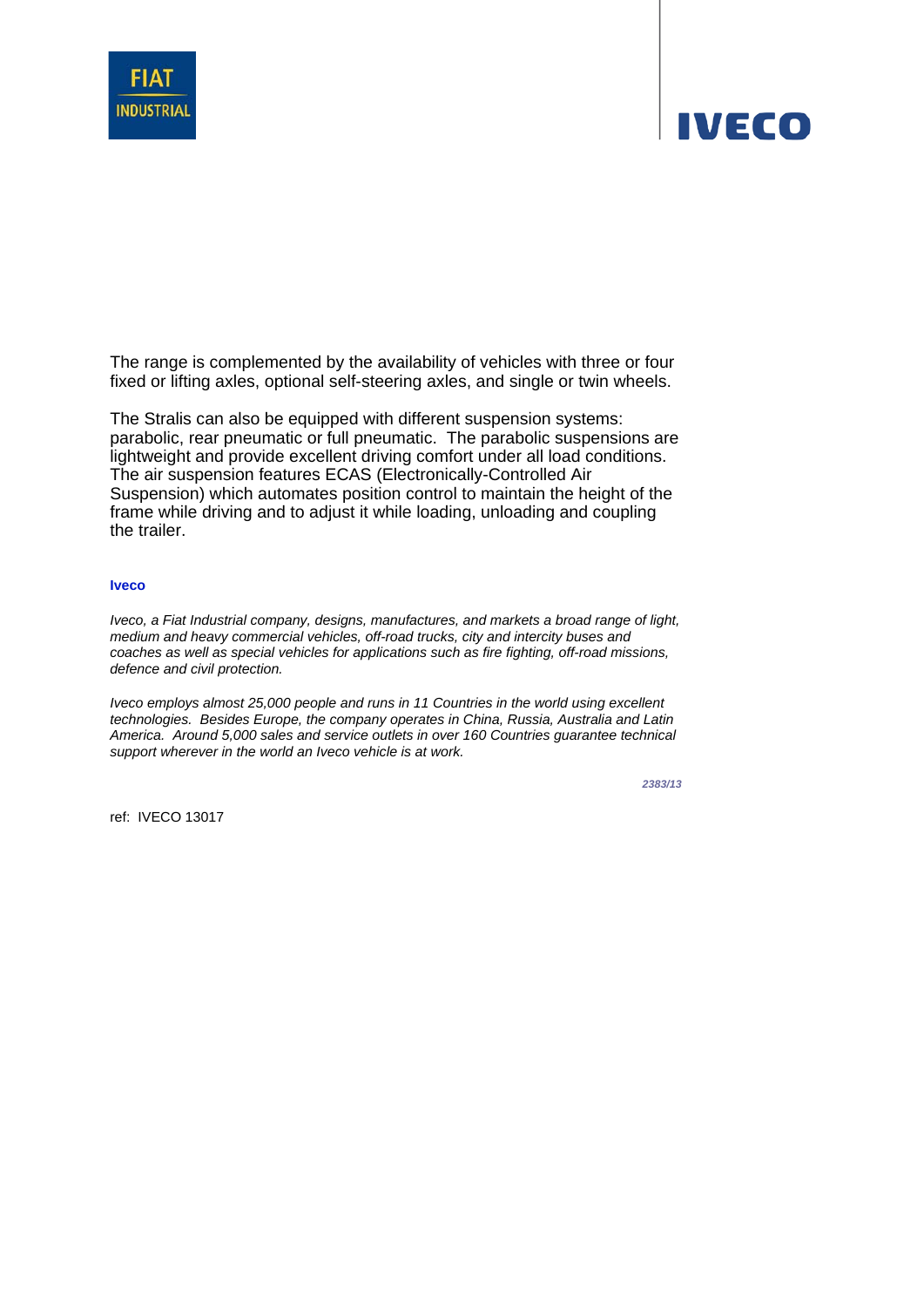The range is complemented by the availability of vehicles with three or four fixed or lifting axles, optional self-steering axles, and single or twin wheels.

The Stralis can also be equipped with different suspension systems: parabolic, rear pneumatic or full pneumatic. The parabolic suspensions are lightweight and provide excellent driving comfort under all load conditions. The air suspension features ECAS (Electronically-Controlled Air Suspension) which automates position control to maintain the height of the frame while driving and to adjust it while loading, unloading and coupling the trailer.

**Iveco**

*Iveco, a Fiat Industrial company, designs, manufactures, and markets a broad range of light, medium and heavy commercial vehicles, off-road trucks, city and intercity buses and coaches as well as special vehicles for applications such as fire fighting, off-road missions, defence and civil protection.*

*Iveco employs almost 25,000 people and runs in 11 Countries in the world using excellent technologies. Besides Europe, the company operates in China, Russia, Australia and Latin America. Around 5,000 sales and service outlets in over 160 Countries guarantee technical support wherever in the world an Iveco vehicle is at work.*

***2383/13***

ref: IVECO 13017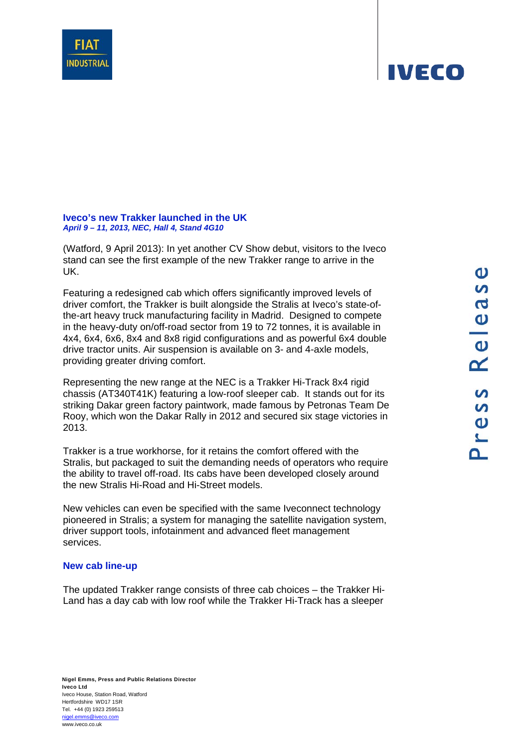## Iveco's new Trakker launched in the UK

***April 9 – 11, 2013, NEC, Hall 4, Stand 4G10***

(Watford, 9 April 2013): In yet another CV Show debut, visitors to the Iveco stand can see the first example of the new Trakker range to arrive in the UK.

Featuring a redesigned cab which offers significantly improved levels of driver comfort, the Trakker is built alongside the Stralis at Iveco's state-of-the-art heavy truck manufacturing facility in Madrid. Designed to compete in the heavy-duty on/off-road sector from 19 to 72 tonnes, it is available in 4x4, 6x4, 6x6, 8x4 and 8x8 rigid configurations and as powerful 6x4 double drive tractor units. Air suspension is available on 3- and 4-axle models, providing greater driving comfort.

Representing the new range at the NEC is a Trakker Hi-Track 8x4 rigid chassis (AT340T41K) featuring a low-roof sleeper cab. It stands out for its striking Dakar green factory paintwork, made famous by Petronas Team De Rooy, which won the Dakar Rally in 2012 and secured six stage victories in 2013.

Trakker is a true workhorse, for it retains the comfort offered with the Stralis, but packaged to suit the demanding needs of operators who require the ability to travel off-road. Its cabs have been developed closely around the new Stralis Hi-Road and Hi-Street models.

New vehicles can even be specified with the same Iveconnect technology pioneered in Stralis; a system for managing the satellite navigation system, driver support tools, infotainment and advanced fleet management services.

### New cab line-up

The updated Trakker range consists of three cab choices – the Trakker Hi-Land has a day cab with low roof while the Trakker Hi-Track has a sleeper

**Nigel Emms, Press and Public Relations Director**
**Iveco Ltd**
Iveco House, Station Road, Watford
Hertfordshire WD17 1SR
Tel. +44 (0) 1923 259513
nigel.emms@iveco.com
www.iveco.co.uk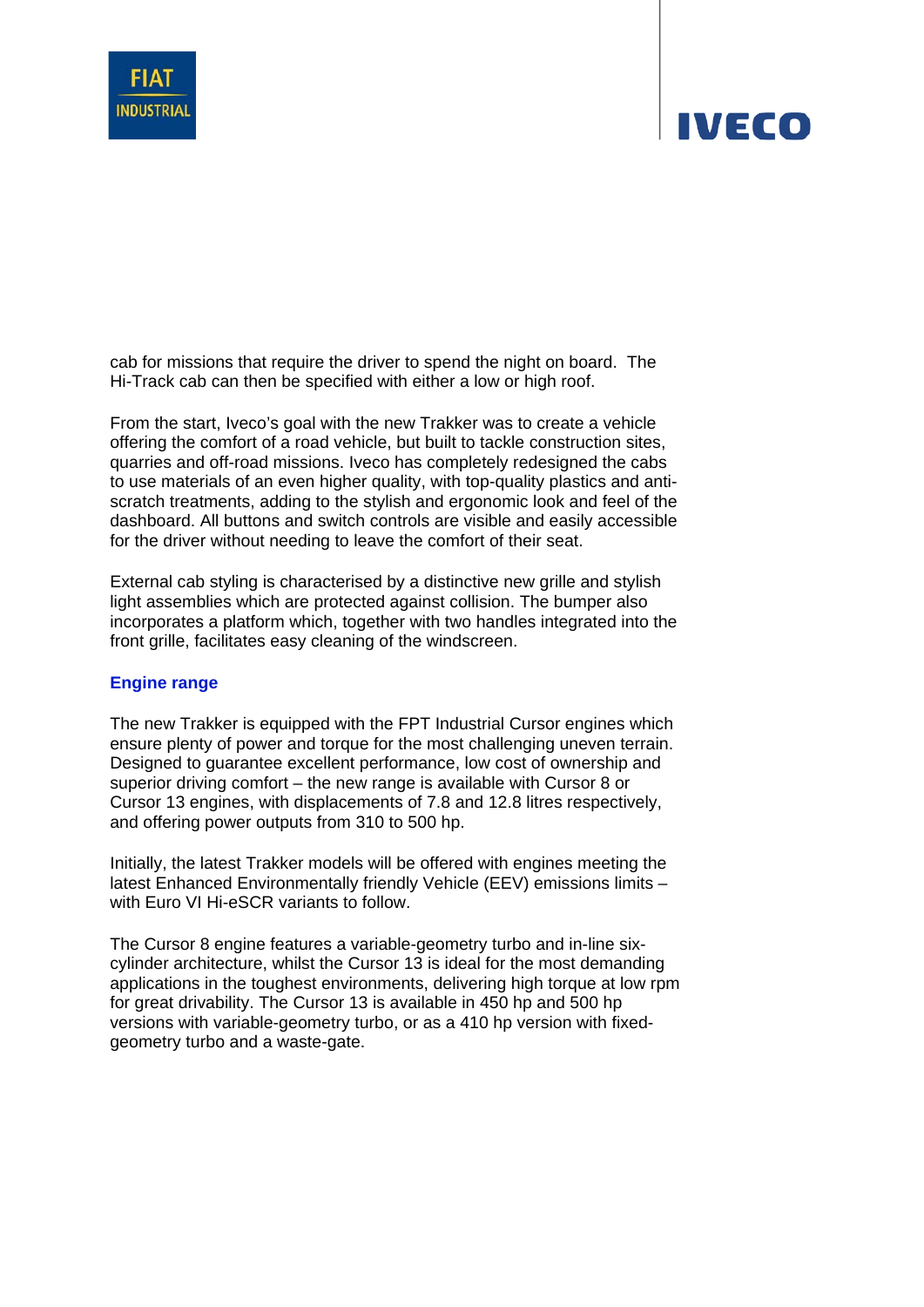cab for missions that require the driver to spend the night on board. The Hi-Track cab can then be specified with either a low or high roof.

From the start, Iveco's goal with the new Trakker was to create a vehicle offering the comfort of a road vehicle, but built to tackle construction sites, quarries and off-road missions. Iveco has completely redesigned the cabs to use materials of an even higher quality, with top-quality plastics and anti-scratch treatments, adding to the stylish and ergonomic look and feel of the dashboard. All buttons and switch controls are visible and easily accessible for the driver without needing to leave the comfort of their seat.

External cab styling is characterised by a distinctive new grille and stylish light assemblies which are protected against collision. The bumper also incorporates a platform which, together with two handles integrated into the front grille, facilitates easy cleaning of the windscreen.

## Engine range

The new Trakker is equipped with the FPT Industrial Cursor engines which ensure plenty of power and torque for the most challenging uneven terrain. Designed to guarantee excellent performance, low cost of ownership and superior driving comfort – the new range is available with Cursor 8 or Cursor 13 engines, with displacements of 7.8 and 12.8 litres respectively, and offering power outputs from 310 to 500 hp.

Initially, the latest Trakker models will be offered with engines meeting the latest Enhanced Environmentally friendly Vehicle (EEV) emissions limits – with Euro VI Hi-eSCR variants to follow.

The Cursor 8 engine features a variable-geometry turbo and in-line six-cylinder architecture, whilst the Cursor 13 is ideal for the most demanding applications in the toughest environments, delivering high torque at low rpm for great drivability. The Cursor 13 is available in 450 hp and 500 hp versions with variable-geometry turbo, or as a 410 hp version with fixed-geometry turbo and a waste-gate.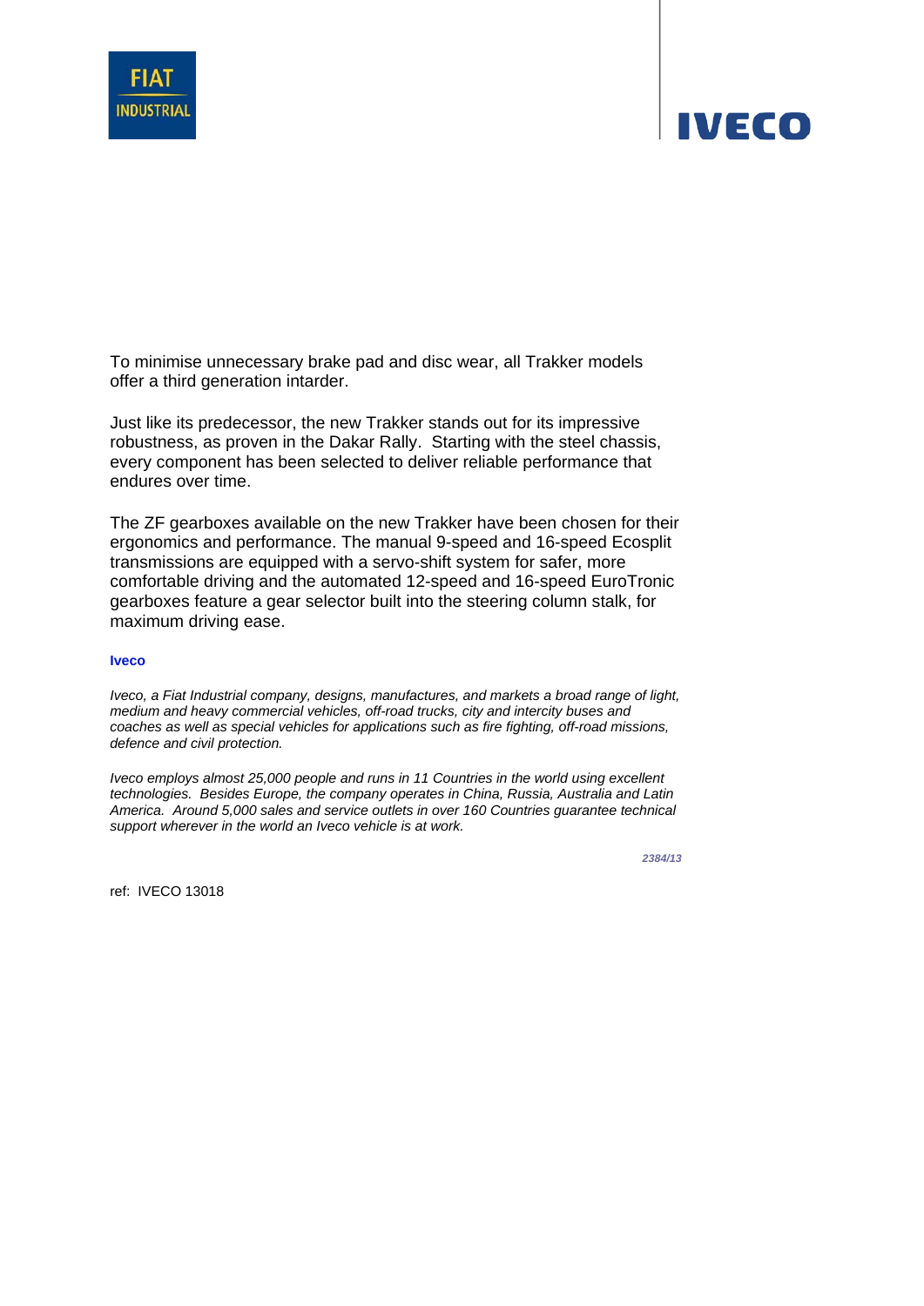To minimise unnecessary brake pad and disc wear, all Trakker models offer a third generation intarder.

Just like its predecessor, the new Trakker stands out for its impressive robustness, as proven in the Dakar Rally. Starting with the steel chassis, every component has been selected to deliver reliable performance that endures over time.

The ZF gearboxes available on the new Trakker have been chosen for their ergonomics and performance. The manual 9-speed and 16-speed Ecosplit transmissions are equipped with a servo-shift system for safer, more comfortable driving and the automated 12-speed and 16-speed EuroTronic gearboxes feature a gear selector built into the steering column stalk, for maximum driving ease.

**Iveco**

*Iveco, a Fiat Industrial company, designs, manufactures, and markets a broad range of light, medium and heavy commercial vehicles, off-road trucks, city and intercity buses and coaches as well as special vehicles for applications such as fire fighting, off-road missions, defence and civil protection.*

*Iveco employs almost 25,000 people and runs in 11 Countries in the world using excellent technologies. Besides Europe, the company operates in China, Russia, Australia and Latin America. Around 5,000 sales and service outlets in over 160 Countries guarantee technical support wherever in the world an Iveco vehicle is at work.*

***2384/13***

ref: IVECO 13018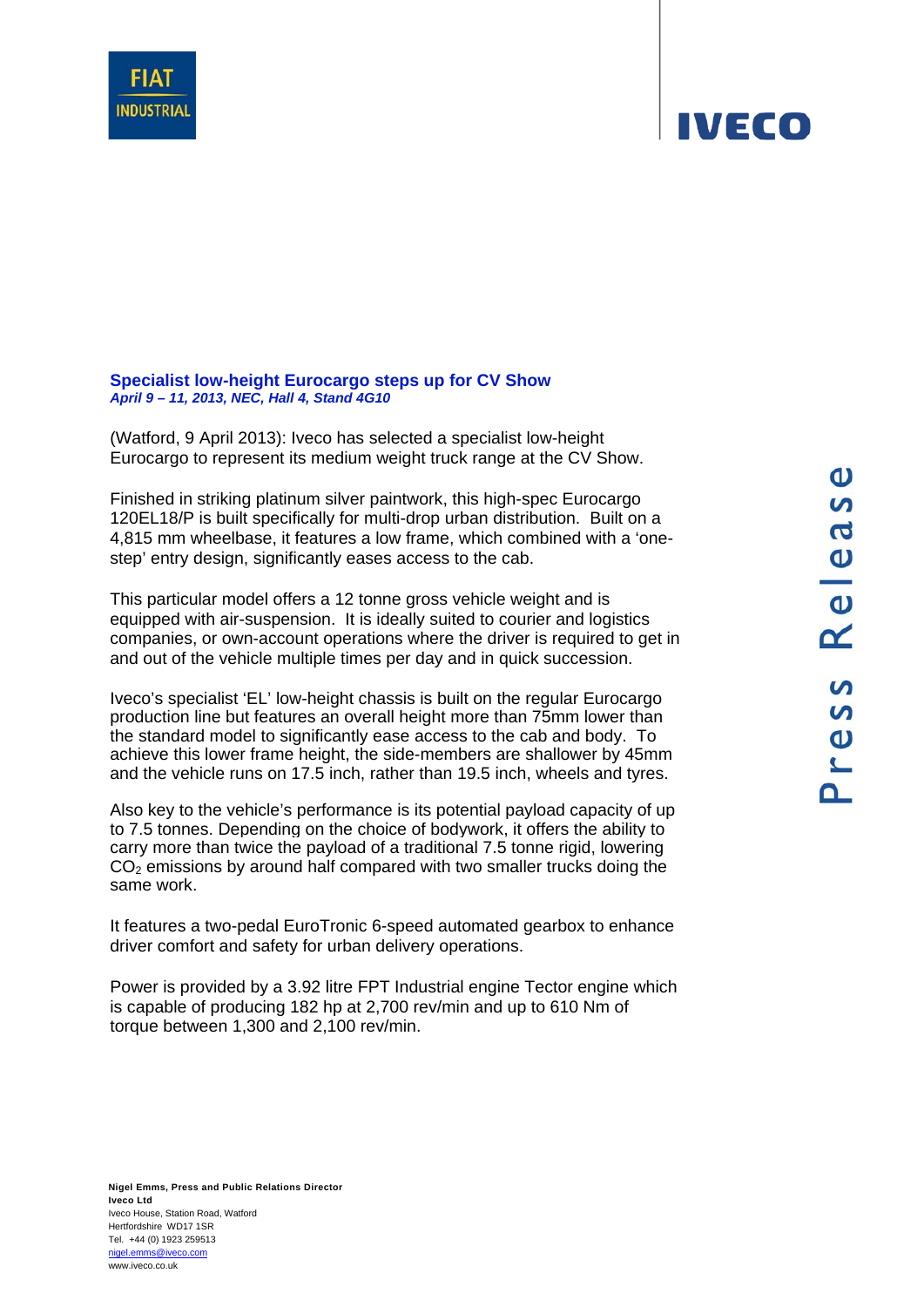## Specialist low-height Eurocargo steps up for CV Show

***April 9 – 11, 2013, NEC, Hall 4, Stand 4G10***

(Watford, 9 April 2013): Iveco has selected a specialist low-height Eurocargo to represent its medium weight truck range at the CV Show.

Finished in striking platinum silver paintwork, this high-spec Eurocargo 120EL18/P is built specifically for multi-drop urban distribution. Built on a 4,815 mm wheelbase, it features a low frame, which combined with a 'one-step' entry design, significantly eases access to the cab.

This particular model offers a 12 tonne gross vehicle weight and is equipped with air-suspension. It is ideally suited to courier and logistics companies, or own-account operations where the driver is required to get in and out of the vehicle multiple times per day and in quick succession.

Iveco's specialist 'EL' low-height chassis is built on the regular Eurocargo production line but features an overall height more than 75mm lower than the standard model to significantly ease access to the cab and body. To achieve this lower frame height, the side-members are shallower by 45mm and the vehicle runs on 17.5 inch, rather than 19.5 inch, wheels and tyres.

Also key to the vehicle's performance is its potential payload capacity of up to 7.5 tonnes. Depending on the choice of bodywork, it offers the ability to carry more than twice the payload of a traditional 7.5 tonne rigid, lowering $CO_2$ emissions by around half compared with two smaller trucks doing the same work.

It features a two-pedal EuroTronic 6-speed automated gearbox to enhance driver comfort and safety for urban delivery operations.

Power is provided by a 3.92 litre FPT Industrial engine Tector engine which is capable of producing 182 hp at 2,700 rev/min and up to 610 Nm of torque between 1,300 and 2,100 rev/min.

**Nigel Emms, Press and Public Relations Director**
**Iveco Ltd**
Iveco House, Station Road, Watford
Hertfordshire WD17 1SR
Tel. +44 (0) 1923 259513
nigel.emms@iveco.com
www.iveco.co.uk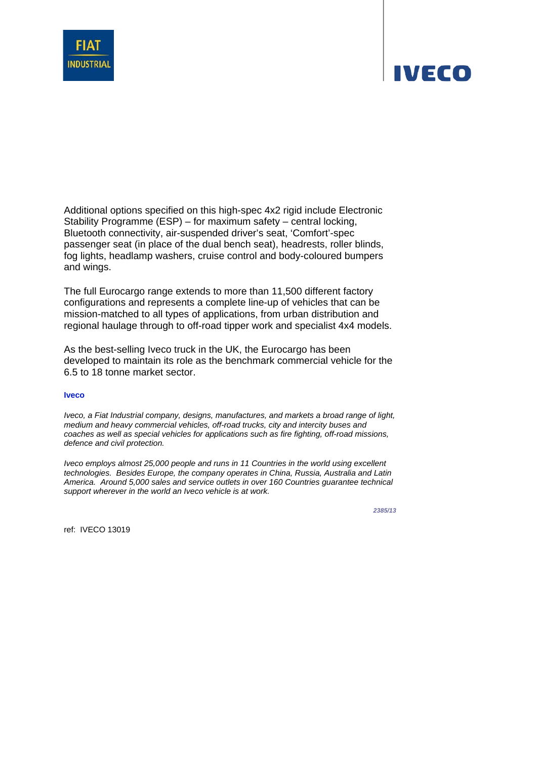Additional options specified on this high-spec 4x2 rigid include Electronic Stability Programme (ESP) – for maximum safety – central locking, Bluetooth connectivity, air-suspended driver's seat, 'Comfort'-spec passenger seat (in place of the dual bench seat), headrests, roller blinds, fog lights, headlamp washers, cruise control and body-coloured bumpers and wings.

The full Eurocargo range extends to more than 11,500 different factory configurations and represents a complete line-up of vehicles that can be mission-matched to all types of applications, from urban distribution and regional haulage through to off-road tipper work and specialist 4x4 models.

As the best-selling Iveco truck in the UK, the Eurocargo has been developed to maintain its role as the benchmark commercial vehicle for the 6.5 to 18 tonne market sector.

**Iveco**

*Iveco, a Fiat Industrial company, designs, manufactures, and markets a broad range of light, medium and heavy commercial vehicles, off-road trucks, city and intercity buses and coaches as well as special vehicles for applications such as fire fighting, off-road missions, defence and civil protection.*

*Iveco employs almost 25,000 people and runs in 11 Countries in the world using excellent technologies. Besides Europe, the company operates in China, Russia, Australia and Latin America. Around 5,000 sales and service outlets in over 160 Countries guarantee technical support wherever in the world an Iveco vehicle is at work.*

*2385/13*

ref: IVECO 13019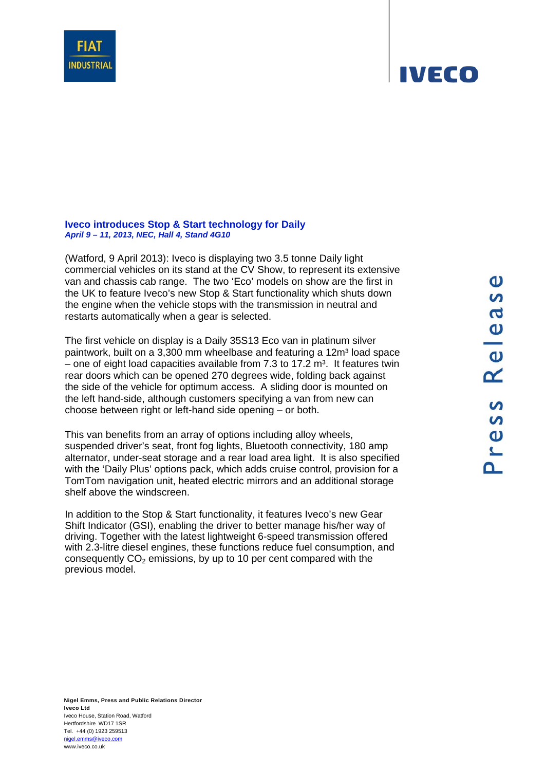**Iveco introduces Stop & Start technology for Daily**
***April 9 – 11, 2013, NEC, Hall 4, Stand 4G10***

(Watford, 9 April 2013): Iveco is displaying two 3.5 tonne Daily light commercial vehicles on its stand at the CV Show, to represent its extensive van and chassis cab range. The two 'Eco' models on show are the first in the UK to feature Iveco's new Stop & Start functionality which shuts down the engine when the vehicle stops with the transmission in neutral and restarts automatically when a gear is selected.

The first vehicle on display is a Daily 35S13 Eco van in platinum silver paintwork, built on a 3,300 mm wheelbase and featuring a 12m³ load space – one of eight load capacities available from 7.3 to 17.2 m³. It features twin rear doors which can be opened 270 degrees wide, folding back against the side of the vehicle for optimum access. A sliding door is mounted on the left hand-side, although customers specifying a van from new can choose between right or left-hand side opening – or both.

This van benefits from an array of options including alloy wheels, suspended driver's seat, front fog lights, Bluetooth connectivity, 180 amp alternator, under-seat storage and a rear load area light. It is also specified with the 'Daily Plus' options pack, which adds cruise control, provision for a TomTom navigation unit, heated electric mirrors and an additional storage shelf above the windscreen.

In addition to the Stop & Start functionality, it features Iveco's new Gear Shift Indicator (GSI), enabling the driver to better manage his/her way of driving. Together with the latest lightweight 6-speed transmission offered with 2.3-litre diesel engines, these functions reduce fuel consumption, and consequently $CO_2$ emissions, by up to 10 per cent compared with the previous model.

**Nigel Emms, Press and Public Relations Director**
**Iveco Ltd**
Iveco House, Station Road, Watford
Hertfordshire WD17 1SR
Tel. +44 (0) 1923 259513
nigel.emms@iveco.com
www.iveco.co.uk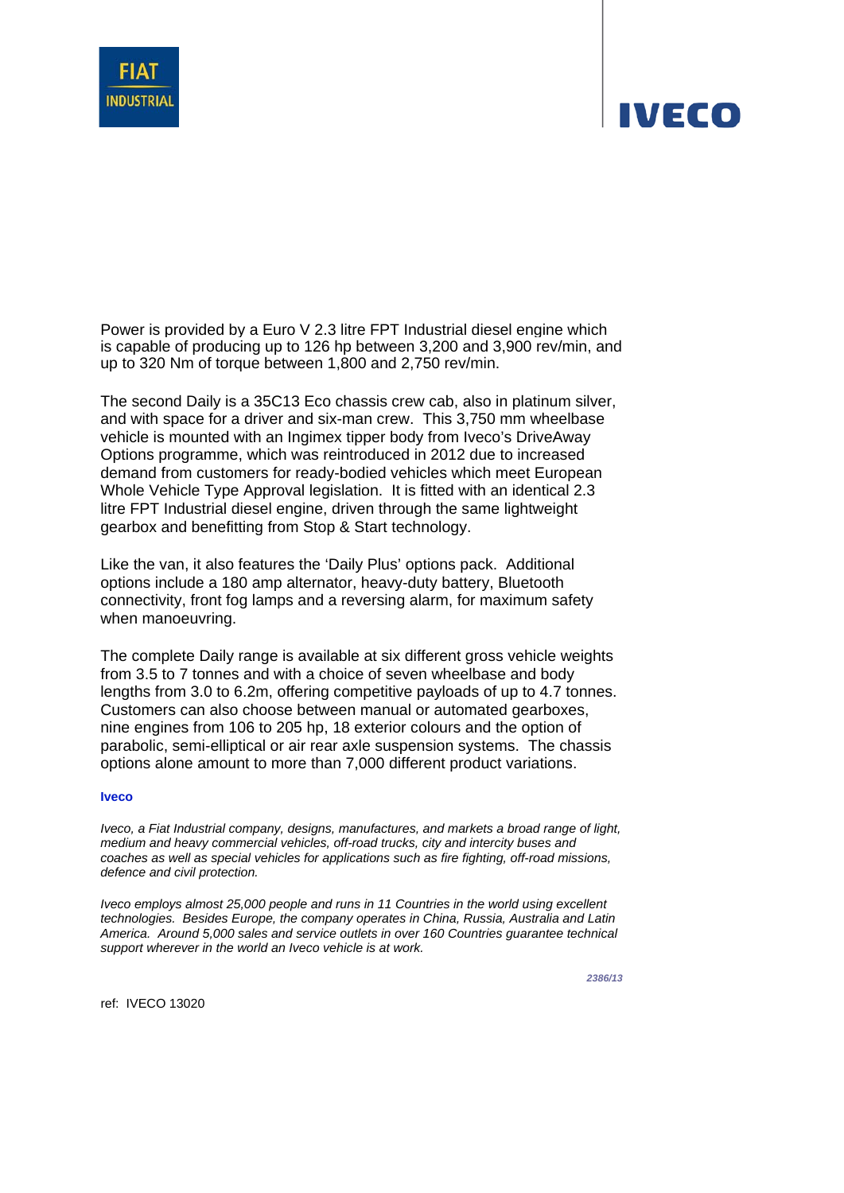Power is provided by a Euro V 2.3 litre FPT Industrial diesel engine which is capable of producing up to 126 hp between 3,200 and 3,900 rev/min, and up to 320 Nm of torque between 1,800 and 2,750 rev/min.

The second Daily is a 35C13 Eco chassis crew cab, also in platinum silver, and with space for a driver and six-man crew. This 3,750 mm wheelbase vehicle is mounted with an Ingimex tipper body from Iveco's DriveAway Options programme, which was reintroduced in 2012 due to increased demand from customers for ready-bodied vehicles which meet European Whole Vehicle Type Approval legislation. It is fitted with an identical 2.3 litre FPT Industrial diesel engine, driven through the same lightweight gearbox and benefitting from Stop & Start technology.

Like the van, it also features the 'Daily Plus' options pack. Additional options include a 180 amp alternator, heavy-duty battery, Bluetooth connectivity, front fog lamps and a reversing alarm, for maximum safety when manoeuvring.

The complete Daily range is available at six different gross vehicle weights from 3.5 to 7 tonnes and with a choice of seven wheelbase and body lengths from 3.0 to 6.2m, offering competitive payloads of up to 4.7 tonnes. Customers can also choose between manual or automated gearboxes, nine engines from 106 to 205 hp, 18 exterior colours and the option of parabolic, semi-elliptical or air rear axle suspension systems. The chassis options alone amount to more than 7,000 different product variations.

**Iveco**

*Iveco, a Fiat Industrial company, designs, manufactures, and markets a broad range of light, medium and heavy commercial vehicles, off-road trucks, city and intercity buses and coaches as well as special vehicles for applications such as fire fighting, off-road missions, defence and civil protection.*

*Iveco employs almost 25,000 people and runs in 11 Countries in the world using excellent technologies. Besides Europe, the company operates in China, Russia, Australia and Latin America. Around 5,000 sales and service outlets in over 160 Countries guarantee technical support wherever in the world an Iveco vehicle is at work.*

***2386/13***

ref: IVECO 13020